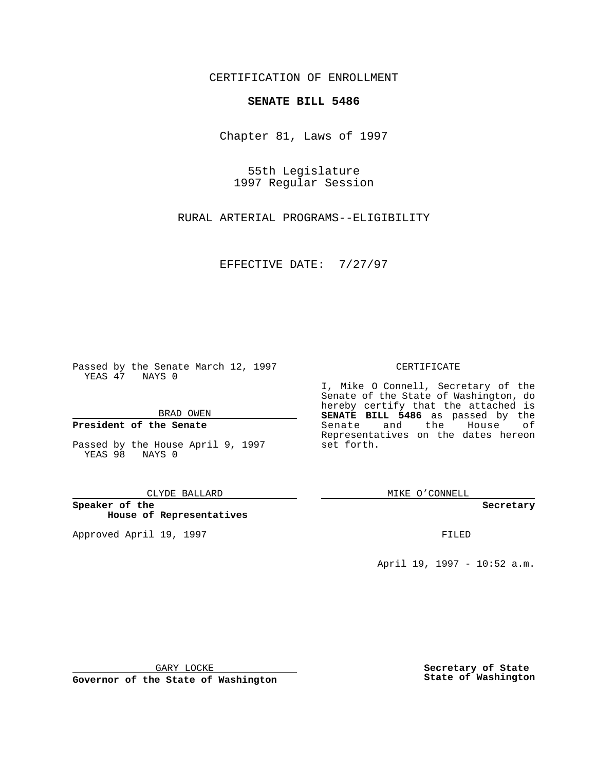CERTIFICATION OF ENROLLMENT

**SENATE BILL 5486**

Chapter 81, Laws of 1997

55th Legislature
1997 Regular Session

RURAL ARTERIAL PROGRAMS--ELIGIBILITY

EFFECTIVE DATE: 7/27/97

Passed by the Senate March 12, 1997
YEAS 47 NAYS 0

BRAD OWEN

**President of the Senate**

Passed by the House April 9, 1997
YEAS 98 NAYS 0

CLYDE BALLARD

**Speaker of the House of Representatives**

Approved April 19, 1997

GARY LOCKE

**Governor of the State of Washington**

CERTIFICATE

I, Mike O Connell, Secretary of the Senate of the State of Washington, do hereby certify that the attached is **SENATE BILL 5486** as passed by the Senate and the House of Representatives on the dates hereon set forth.

MIKE O'CONNELL

**Secretary**

FILED

April 19, 1997 - 10:52 a.m.

**Secretary of State State of Washington**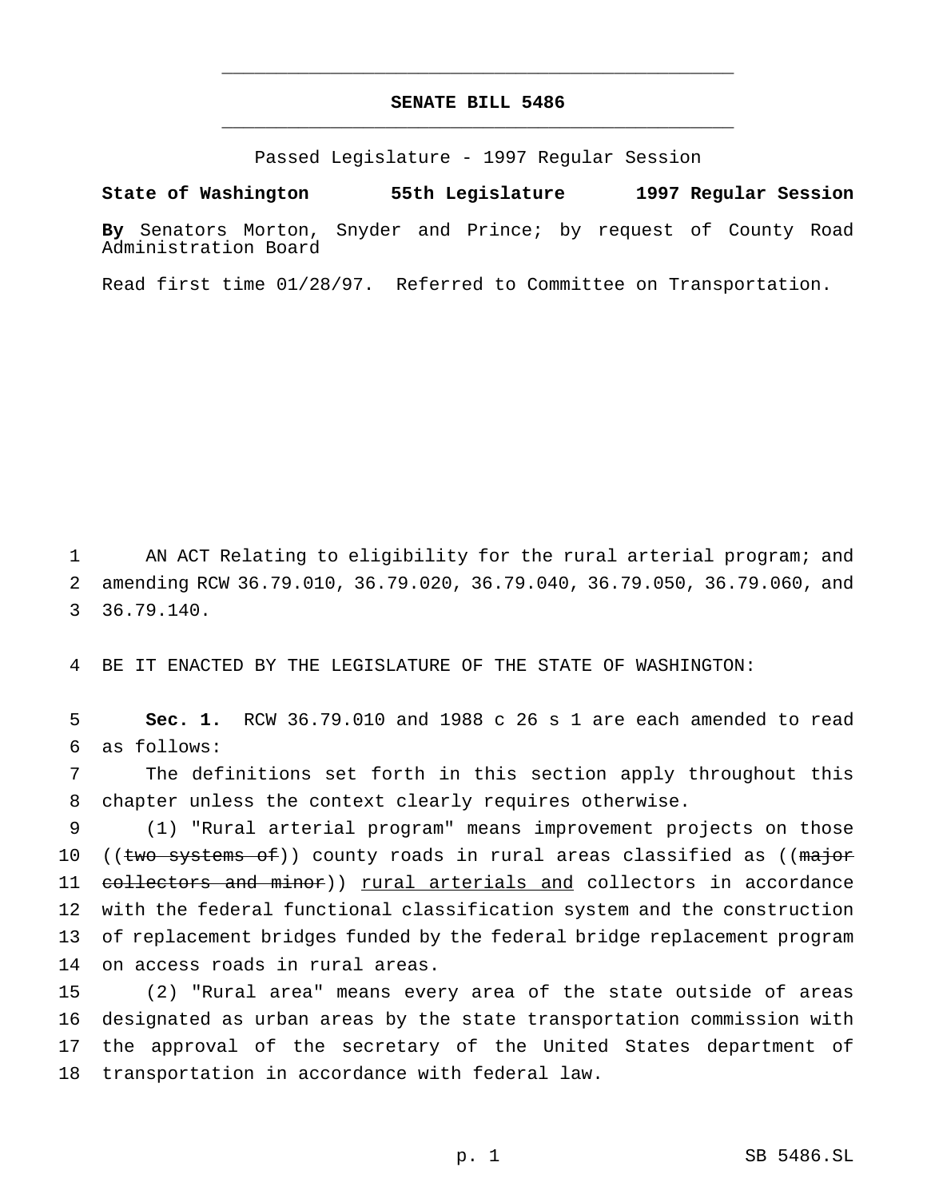# SENATE BILL 5486

Passed Legislature - 1997 Regular Session

**State of Washington 55th Legislature 1997 Regular Session**

**By** Senators Morton, Snyder and Prince; by request of County Road Administration Board

Read first time 01/28/97. Referred to Committee on Transportation.

AN ACT Relating to eligibility for the rural arterial program; and amending RCW 36.79.010, 36.79.020, 36.79.040, 36.79.050, 36.79.060, and 36.79.140.

BE IT ENACTED BY THE LEGISLATURE OF THE STATE OF WASHINGTON:

**Sec. 1.** RCW 36.79.010 and 1988 c 26 s 1 are each amended to read as follows:

The definitions set forth in this section apply throughout this chapter unless the context clearly requires otherwise.

(1) "Rural arterial program" means improvement projects on those ((~~two systems of~~)) county roads in rural areas classified as ((~~major collectors and minor~~)) <u>rural arterials and</u> collectors in accordance with the federal functional classification system and the construction of replacement bridges funded by the federal bridge replacement program on access roads in rural areas.

(2) "Rural area" means every area of the state outside of areas designated as urban areas by the state transportation commission with the approval of the secretary of the United States department of transportation in accordance with federal law.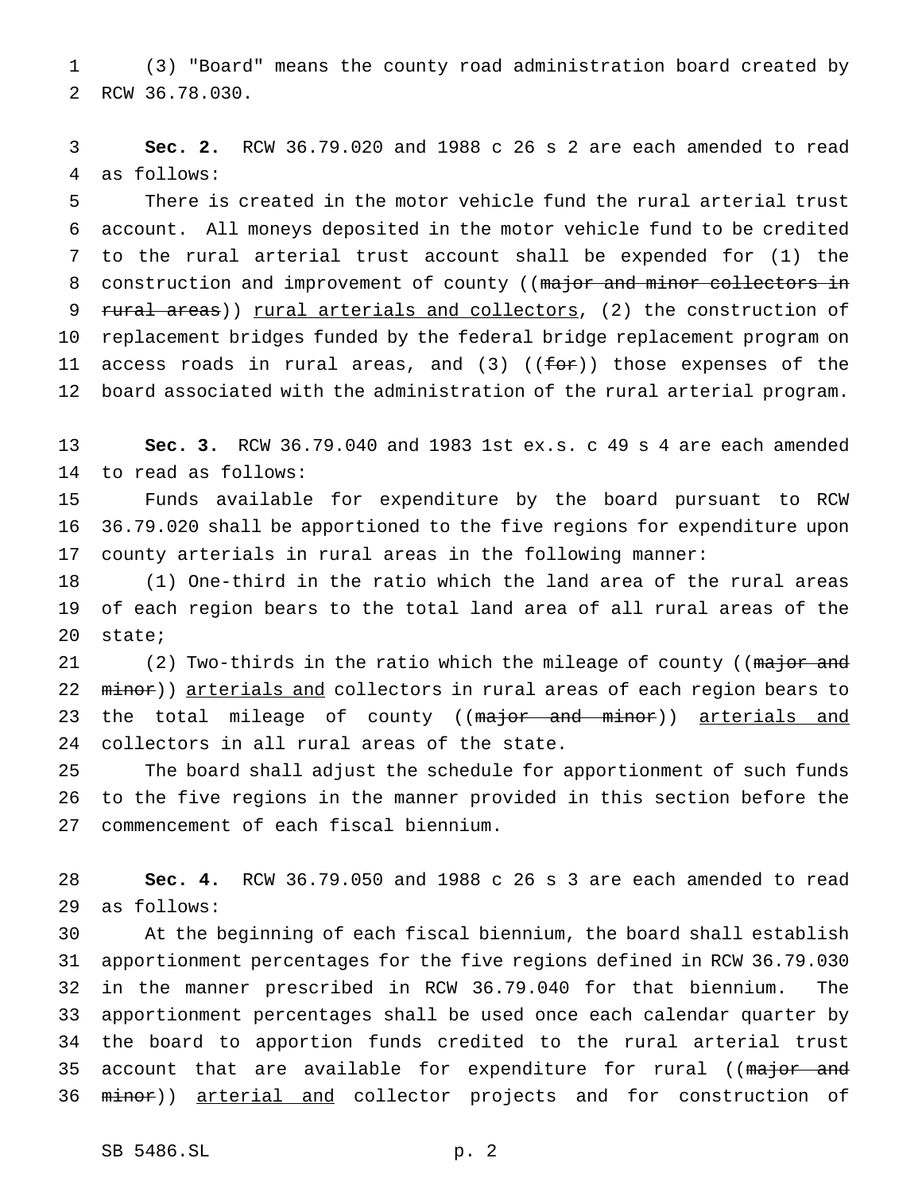(3) "Board" means the county road administration board created by RCW 36.78.030.

**Sec. 2.** RCW 36.79.020 and 1988 c 26 s 2 are each amended to read as follows:

There is created in the motor vehicle fund the rural arterial trust account. All moneys deposited in the motor vehicle fund to be credited to the rural arterial trust account shall be expended for (1) the construction and improvement of county ((~~major and minor collectors in rural areas~~)) <u>rural arterials and collectors</u>, (2) the construction of replacement bridges funded by the federal bridge replacement program on access roads in rural areas, and (3) ((~~for~~)) those expenses of the board associated with the administration of the rural arterial program.

**Sec. 3.** RCW 36.79.040 and 1983 1st ex.s. c 49 s 4 are each amended to read as follows:

Funds available for expenditure by the board pursuant to RCW 36.79.020 shall be apportioned to the five regions for expenditure upon county arterials in rural areas in the following manner:

(1) One-third in the ratio which the land area of the rural areas of each region bears to the total land area of all rural areas of the state;

(2) Two-thirds in the ratio which the mileage of county ((~~major and minor~~)) <u>arterials and</u> collectors in rural areas of each region bears to the total mileage of county ((~~major and minor~~)) <u>arterials and</u> collectors in all rural areas of the state.

The board shall adjust the schedule for apportionment of such funds to the five regions in the manner provided in this section before the commencement of each fiscal biennium.

**Sec. 4.** RCW 36.79.050 and 1988 c 26 s 3 are each amended to read as follows:

At the beginning of each fiscal biennium, the board shall establish apportionment percentages for the five regions defined in RCW 36.79.030 in the manner prescribed in RCW 36.79.040 for that biennium. The apportionment percentages shall be used once each calendar quarter by the board to apportion funds credited to the rural arterial trust account that are available for expenditure for rural ((~~major and minor~~)) <u>arterial and</u> collector projects and for construction of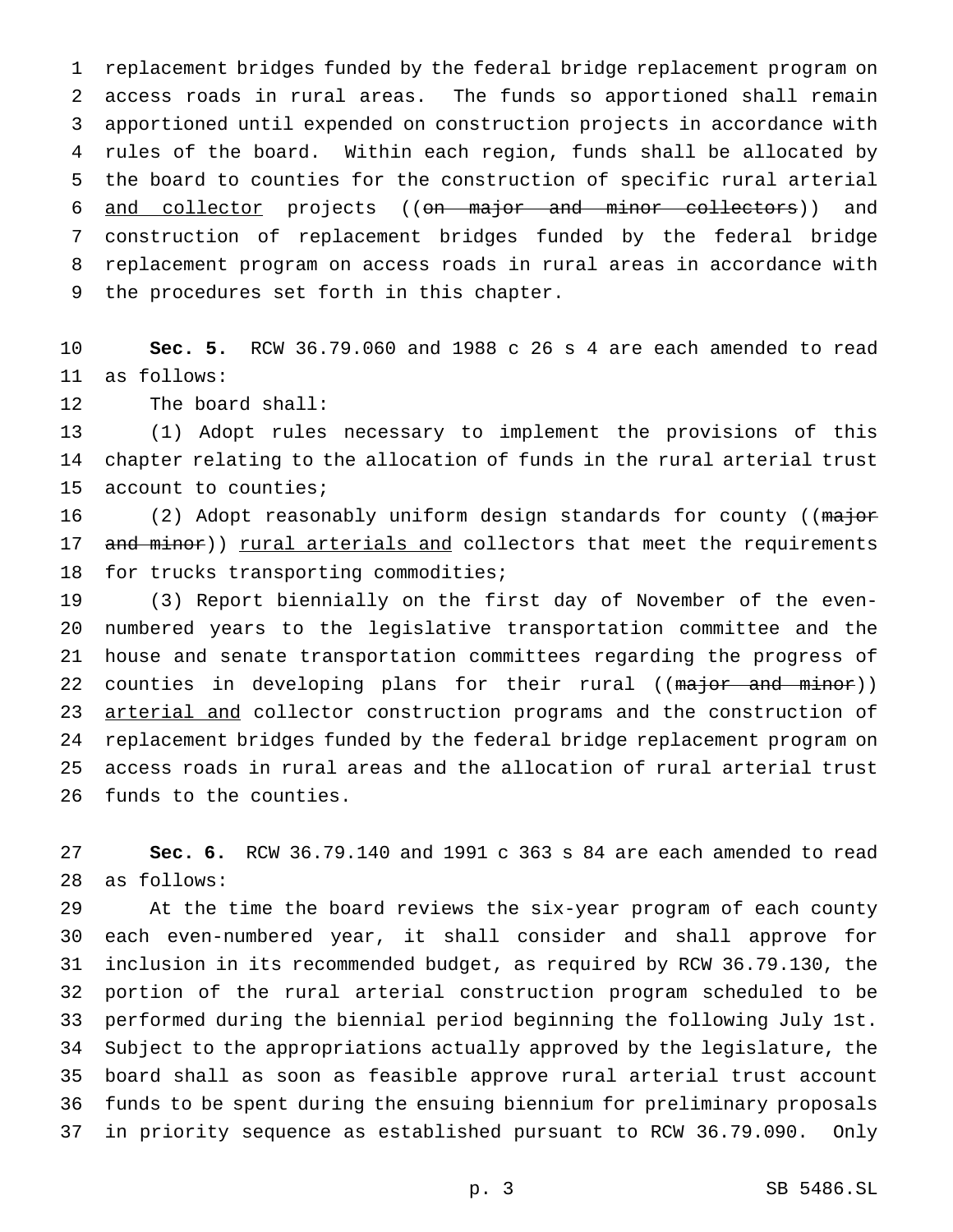replacement bridges funded by the federal bridge replacement program on access roads in rural areas. The funds so apportioned shall remain apportioned until expended on construction projects in accordance with rules of the board. Within each region, funds shall be allocated by the board to counties for the construction of specific rural arterial <u>and collector</u> projects ((~~on major and minor collectors~~)) and construction of replacement bridges funded by the federal bridge replacement program on access roads in rural areas in accordance with the procedures set forth in this chapter.

**Sec. 5.** RCW 36.79.060 and 1988 c 26 s 4 are each amended to read as follows:

The board shall:

(1) Adopt rules necessary to implement the provisions of this chapter relating to the allocation of funds in the rural arterial trust account to counties;

(2) Adopt reasonably uniform design standards for county ((~~major and minor~~)) <u>rural arterials and</u> collectors that meet the requirements for trucks transporting commodities;

(3) Report biennially on the first day of November of the even-numbered years to the legislative transportation committee and the house and senate transportation committees regarding the progress of counties in developing plans for their rural ((~~major and minor~~)) <u>arterial and</u> collector construction programs and the construction of replacement bridges funded by the federal bridge replacement program on access roads in rural areas and the allocation of rural arterial trust funds to the counties.

**Sec. 6.** RCW 36.79.140 and 1991 c 363 s 84 are each amended to read as follows:

At the time the board reviews the six-year program of each county each even-numbered year, it shall consider and shall approve for inclusion in its recommended budget, as required by RCW 36.79.130, the portion of the rural arterial construction program scheduled to be performed during the biennial period beginning the following July 1st. Subject to the appropriations actually approved by the legislature, the board shall as soon as feasible approve rural arterial trust account funds to be spent during the ensuing biennium for preliminary proposals in priority sequence as established pursuant to RCW 36.79.090. Only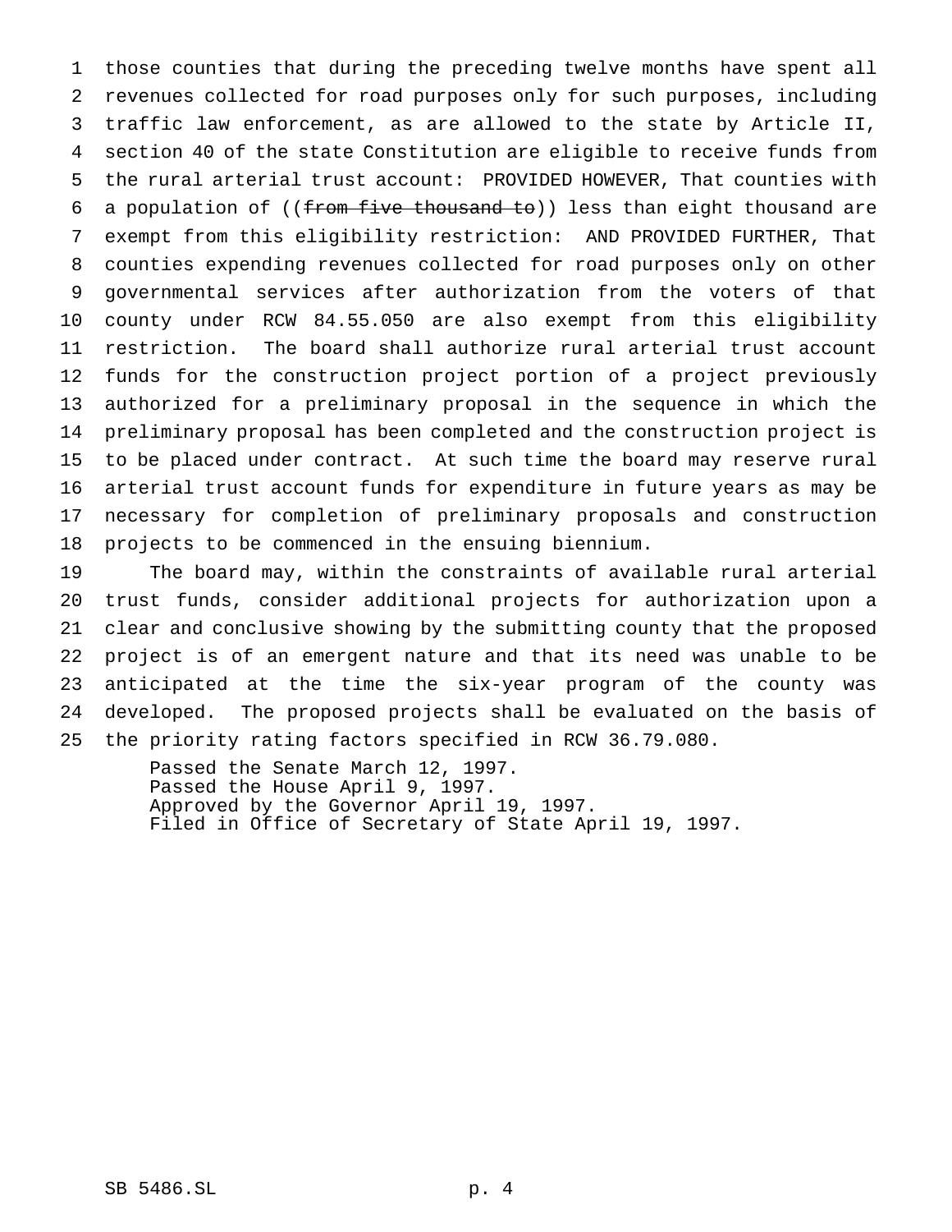those counties that during the preceding twelve months have spent all revenues collected for road purposes only for such purposes, including traffic law enforcement, as are allowed to the state by Article II, section 40 of the state Constitution are eligible to receive funds from the rural arterial trust account: PROVIDED HOWEVER, That counties with a population of ((~~from five thousand to~~)) less than eight thousand are exempt from this eligibility restriction: AND PROVIDED FURTHER, That counties expending revenues collected for road purposes only on other governmental services after authorization from the voters of that county under RCW 84.55.050 are also exempt from this eligibility restriction. The board shall authorize rural arterial trust account funds for the construction project portion of a project previously authorized for a preliminary proposal in the sequence in which the preliminary proposal has been completed and the construction project is to be placed under contract. At such time the board may reserve rural arterial trust account funds for expenditure in future years as may be necessary for completion of preliminary proposals and construction projects to be commenced in the ensuing biennium.

The board may, within the constraints of available rural arterial trust funds, consider additional projects for authorization upon a clear and conclusive showing by the submitting county that the proposed project is of an emergent nature and that its need was unable to be anticipated at the time the six-year program of the county was developed. The proposed projects shall be evaluated on the basis of the priority rating factors specified in RCW 36.79.080.

Passed the Senate March 12, 1997.
Passed the House April 9, 1997.
Approved by the Governor April 19, 1997.
Filed in Office of Secretary of State April 19, 1997.